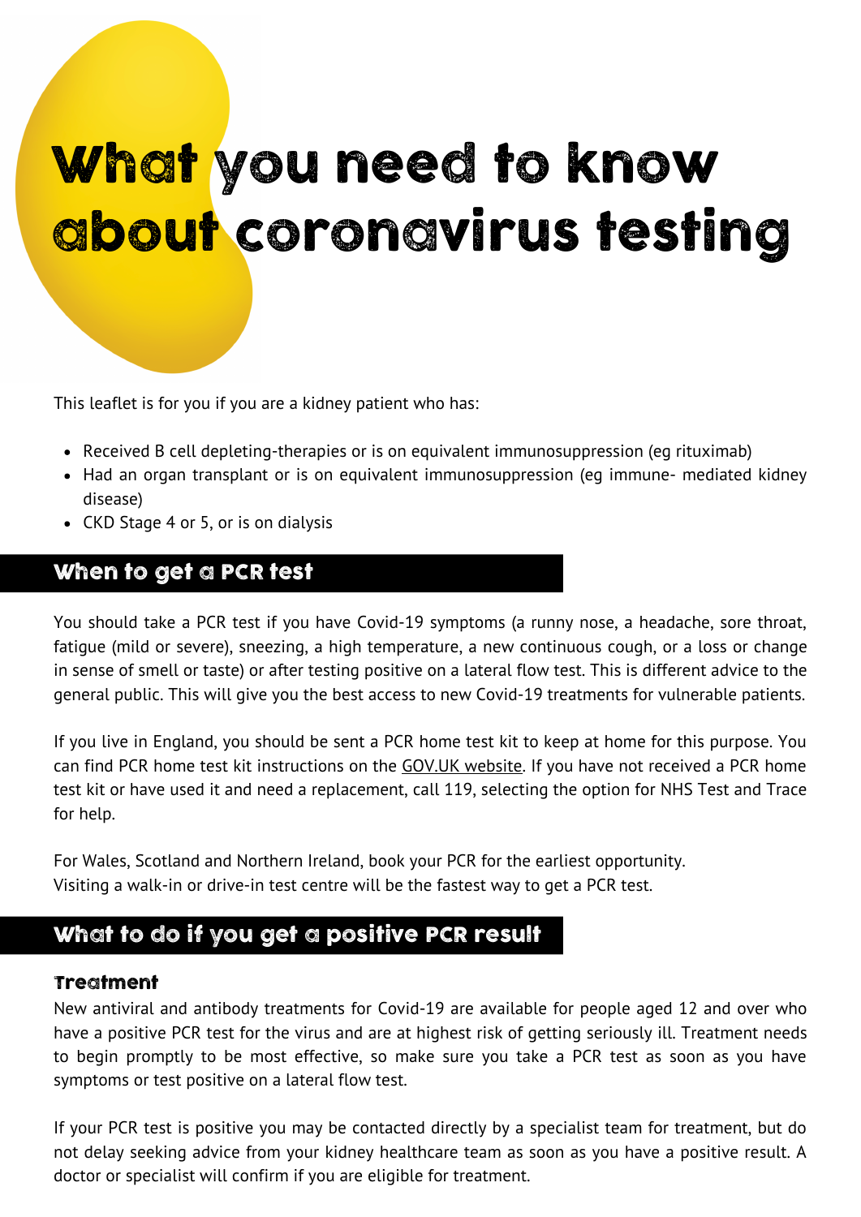# What you need to know about coronavirus testing

This leaflet is for you if you are a kidney patient who has:

- Received B cell depleting-therapies or is on equivalent immunosuppression (eg rituximab)
- Had an organ transplant or is on equivalent immunosuppression (eg immune- mediated kidney disease)
- CKD Stage 4 or 5, or is on dialysis

## When to get a PCR test

You should take a PCR test if you have Covid-19 symptoms (a runny nose, a headache, sore throat, fatigue (mild or severe), sneezing, a high temperature, a new continuous cough, or a loss or change in sense of smell or taste) or after testing positive on a lateral flow test. This is different advice to the general public. This will give you the best access to new Covid-19 treatments for vulnerable patients.

If you live in England, you should be sent a PCR home test kit to keep at home for this purpose. You can find PCR home test kit instructions on the GOV.UK website. If you have not received a PCR home test kit or have used it and need a replacement, call 119, selecting the option for NHS Test and Trace for help.

For Wales, Scotland and Northern Ireland, book your PCR for the earliest opportunity. Visiting a walk-in or drive-in test centre will be the fastest way to get a PCR test.

## What to do if you get a positive PCR result

### Treatment

New antiviral and antibody treatments for Covid-19 are available for people aged 12 and over who have a positive PCR test for the virus and are at highest risk of getting seriously ill. Treatment needs to begin promptly to be most effective, so make sure you take a PCR test as soon as you have symptoms or test positive on a lateral flow test.

If your PCR test is positive you may be contacted directly by a specialist team for treatment, but do not delay seeking advice from your kidney healthcare team as soon as you have a positive result. A doctor or specialist will confirm if you are eligible for treatment.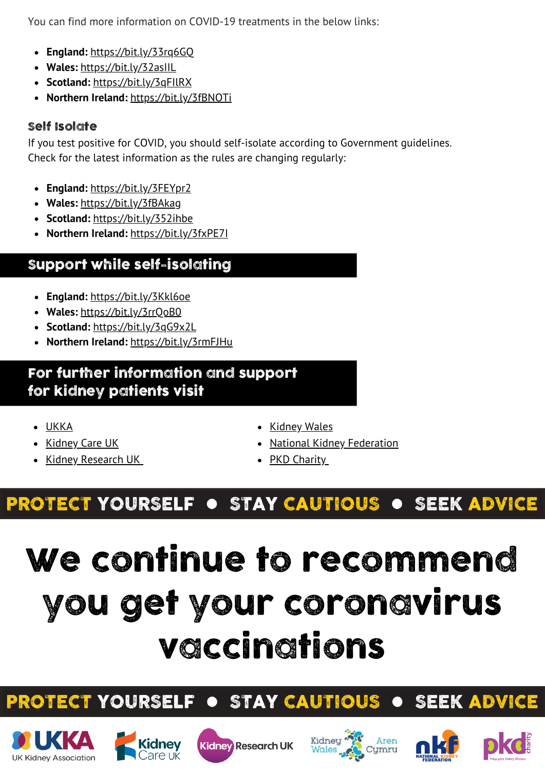You can find more information on COVID-19 treatments in the below links:

- **England:** https://bit.ly/33rq6GQ
- **Wales:** https://bit.ly/32asIIL
- **Scotland:** https://bit.ly/3qFIlRX
- **Northern Ireland:** https://bit.ly/3fBNOTi

### Self Isolate

If you test positive for COVID, you should self-isolate according to Government guidelines. Check for the latest information as the rules are changing regularly:

- **England:** https://bit.ly/3FEYpr2
- **Wales:** https://bit.ly/3fBAkag
- **Scotland:** https://bit.ly/352ihbe
- **Northern Ireland:** https://bit.ly/3fxPE7I

## Support while self-isolating

- **England:** https://bit.ly/3Kkl6oe
- **Wales:** https://bit.ly/3rrQoB0
- **Scotland:** https://bit.ly/3qG9x2L
- **Northern Ireland:** https://bit.ly/3rmFJHu

## For further information and support for kidney patients visit

- UKKA
- Kidney Care UK
- Kidney Research UK
- Kidney Wales
- National Kidney Federation
- PKD Charity

**PROTECT YOURSELF • STAY CAUTIOUS • SEEK ADVICE**

# We continue to recommend you get your coronavirus vaccinations

**PROTECT YOURSELF • STAY CAUTIOUS • SEEK ADVICE**

UKKA UK Kidney Association · Kidney Care UK · Kidney Research UK · Kidney Wales Aren Cymru · nkf National Kidney Federation · pkd charity Polycystic Kidney Disease